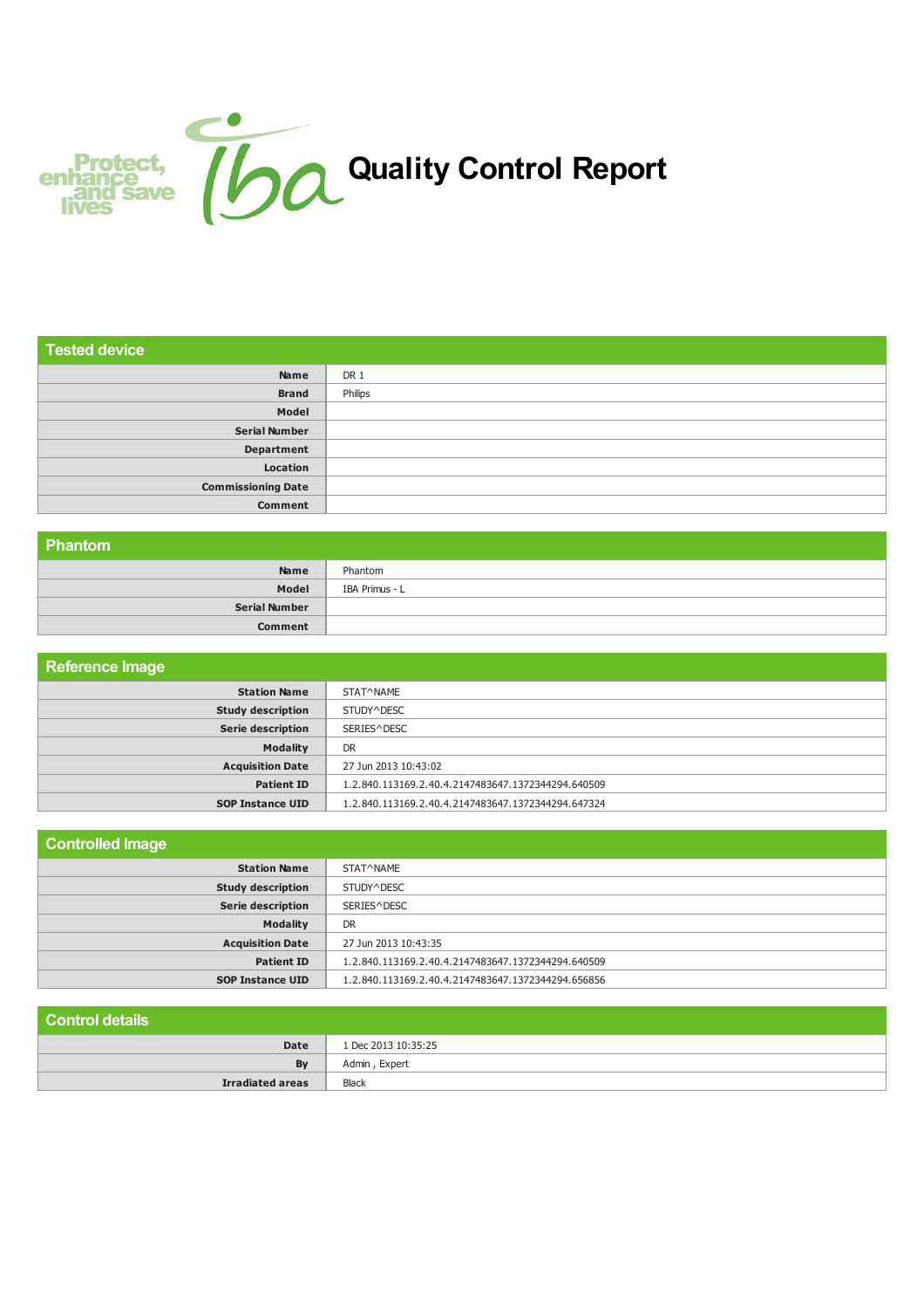Protect, enhance and save lives

# Quality Control Report

## Tested device

| | |
|---|---|
| **Name** | DR 1 |
| **Brand** | Philips |
| **Model** | |
| **Serial Number** | |
| **Department** | |
| **Location** | |
| **Commissioning Date** | |
| **Comment** | |

## Phantom

| | |
|---|---|
| **Name** | Phantom |
| **Model** | IBA Primus - L |
| **Serial Number** | |
| **Comment** | |

## Reference Image

| | |
|---|---|
| **Station Name** | STAT^NAME |
| **Study description** | STUDY^DESC |
| **Serie description** | SERIES^DESC |
| **Modality** | DR |
| **Acquisition Date** | 27 Jun 2013 10:43:02 |
| **Patient ID** | 1.2.840.113169.2.40.4.2147483647.1372344294.640509 |
| **SOP Instance UID** | 1.2.840.113169.2.40.4.2147483647.1372344294.647324 |

## Controlled Image

| | |
|---|---|
| **Station Name** | STAT^NAME |
| **Study description** | STUDY^DESC |
| **Serie description** | SERIES^DESC |
| **Modality** | DR |
| **Acquisition Date** | 27 Jun 2013 10:43:35 |
| **Patient ID** | 1.2.840.113169.2.40.4.2147483647.1372344294.640509 |
| **SOP Instance UID** | 1.2.840.113169.2.40.4.2147483647.1372344294.656856 |

## Control details

| | |
|---|---|
| **Date** | 1 Dec 2013 10:35:25 |
| **By** | Admin , Expert |
| **Irradiated areas** | Black |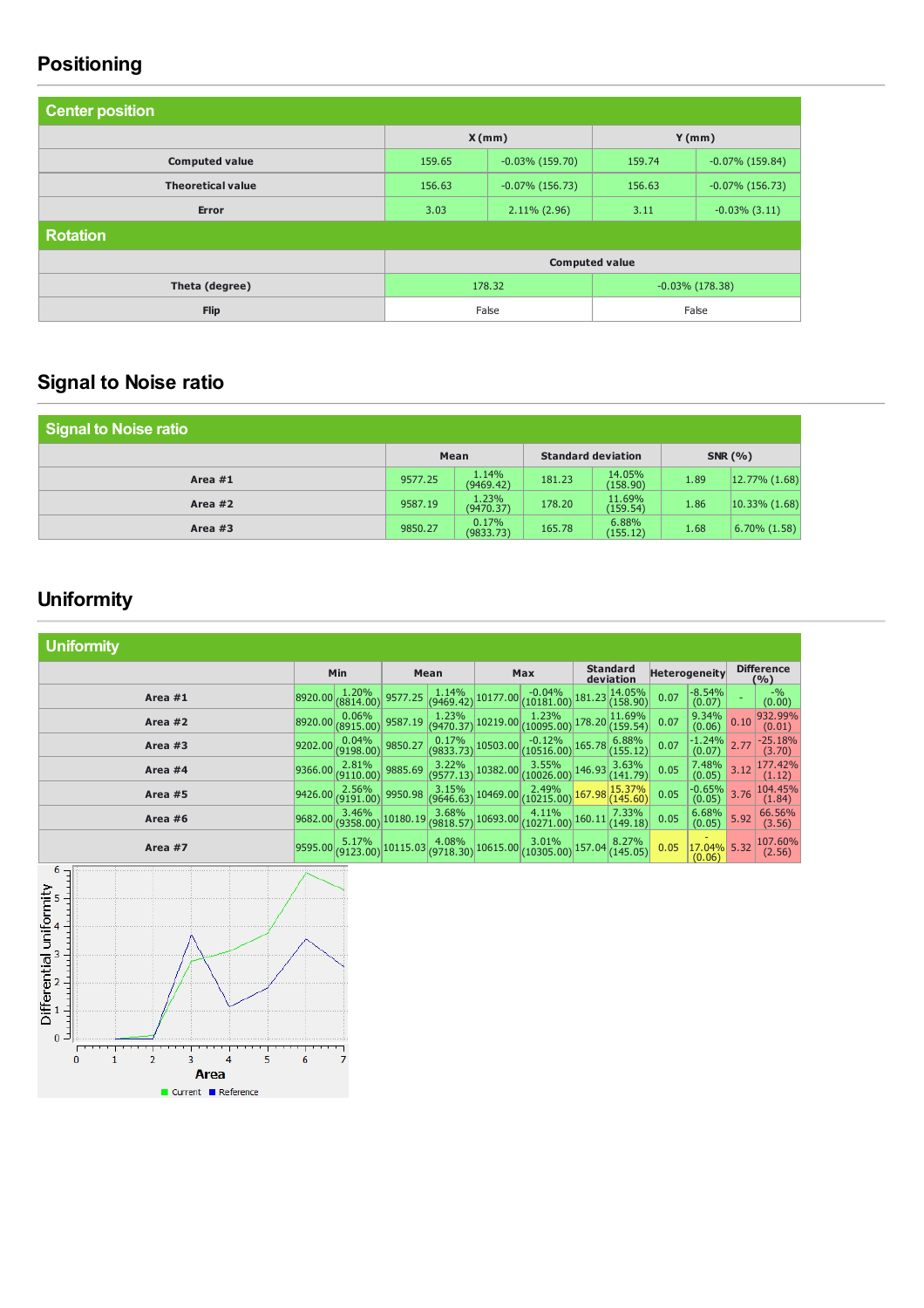## Positioning

| Center position | | | | |
|---|---|---|---|---|
| | X (mm) | | Y (mm) | |
| Computed value | 159.65 | -0.03% (159.70) | 159.74 | -0.07% (159.84) |
| Theoretical value | 156.63 | -0.07% (156.73) | 156.63 | -0.07% (156.73) |
| Error | 3.03 | 2.11% (2.96) | 3.11 | -0.03% (3.11) |

| Rotation | | |
|---|---|---|
| | Computed value | |
| Theta (degree) | 178.32 | -0.03% (178.38) |
| Flip | False | False |

## Signal to Noise ratio

| Signal to Noise ratio | Mean | | Standard deviation | | SNR (%) | |
|---|---|---|---|---|---|---|
| Area #1 | 9577.25 | 1.14% (9469.42) | 181.23 | 14.05% (158.90) | 1.89 | 12.77% (1.68) |
| Area #2 | 9587.19 | 1.23% (9470.37) | 178.20 | 11.69% (159.54) | 1.86 | 10.33% (1.68) |
| Area #3 | 9850.27 | 0.17% (9833.73) | 165.78 | 6.88% (155.12) | 1.68 | 6.70% (1.58) |

## Uniformity

| Uniformity | Min | | Mean | | Max | | Standard deviation | | Heterogeneity | | Difference (%) | |
|---|---|---|---|---|---|---|---|---|---|---|---|---|
| Area #1 | 8920.00 | 1.20% (8814.00) | 9577.25 | 1.14% (9469.42) | 10177.00 | -0.04% (10181.00) | 181.23 | 14.05% (158.90) | 0.07 | -8.54% (0.07) | - | -% (0.00) |
| Area #2 | 8920.00 | 0.06% (8915.00) | 9587.19 | 1.23% (9470.37) | 10219.00 | 1.23% (10095.00) | 178.20 | 11.69% (159.54) | 0.07 | 9.34% (0.06) | 0.10 | 932.99% (0.01) |
| Area #3 | 9202.00 | 0.04% (9198.00) | 9850.27 | 0.17% (9833.73) | 10503.00 | -0.12% (10516.00) | 165.78 | 6.88% (155.12) | 0.07 | -1.24% (0.07) | 2.77 | -25.18% (3.70) |
| Area #4 | 9366.00 | 2.81% (9110.00) | 9885.69 | 3.22% (9577.13) | 10382.00 | 3.55% (10026.00) | 146.93 | 3.63% (141.79) | 0.05 | 7.48% (0.05) | 3.12 | 177.42% (1.12) |
| Area #5 | 9426.00 | 2.56% (9191.00) | 9950.98 | 3.15% (9646.63) | 10469.00 | 2.49% (10215.00) | 167.98 | 15.37% (145.60) | 0.05 | -0.65% (0.05) | 3.76 | 104.45% (1.84) |
| Area #6 | 9682.00 | 3.46% (9358.00) | 10180.19 | 3.68% (9818.57) | 10693.00 | 4.11% (10271.00) | 160.11 | 7.33% (149.18) | 0.05 | 6.68% (0.05) | 5.92 | 66.56% (3.56) |
| Area #7 | 9595.00 | 5.17% (9123.00) | 10115.03 | 4.08% (9718.30) | 10615.00 | 3.01% (10305.00) | 157.04 | 8.27% (145.05) | 0.05 | -17.04% (0.06) | 5.32 | 107.60% (2.56) |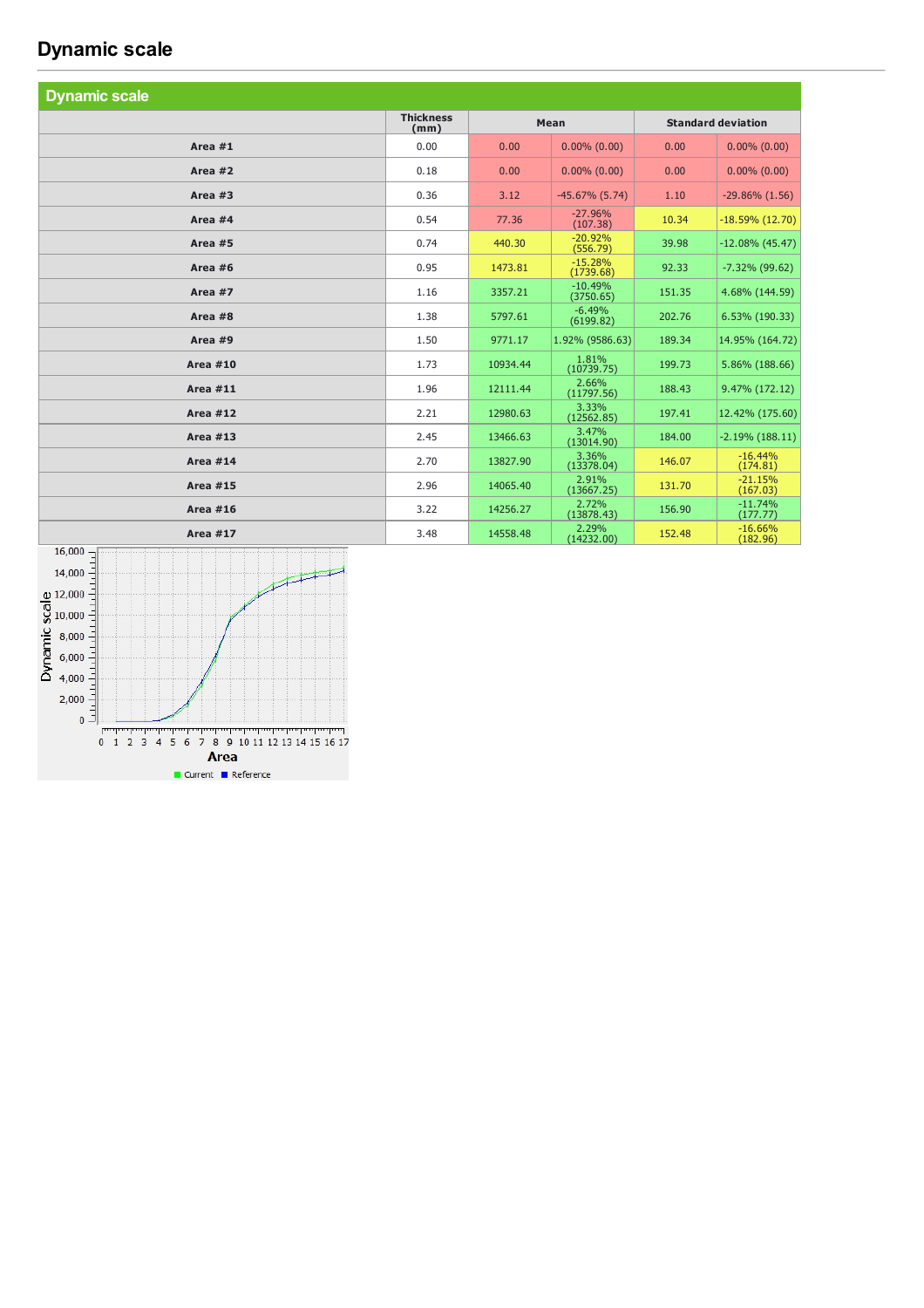# Dynamic scale

## Dynamic scale

| | Thickness (mm) | Mean | | Standard deviation | |
|---|---|---|---|---|---|
| Area #1 | 0.00 | 0.00 | 0.00% (0.00) | 0.00 | 0.00% (0.00) |
| Area #2 | 0.18 | 0.00 | 0.00% (0.00) | 0.00 | 0.00% (0.00) |
| Area #3 | 0.36 | 3.12 | -45.67% (5.74) | 1.10 | -29.86% (1.56) |
| Area #4 | 0.54 | 77.36 | -27.96% (107.38) | 10.34 | -18.59% (12.70) |
| Area #5 | 0.74 | 440.30 | -20.92% (556.79) | 39.98 | -12.08% (45.47) |
| Area #6 | 0.95 | 1473.81 | -15.28% (1739.68) | 92.33 | -7.32% (99.62) |
| Area #7 | 1.16 | 3357.21 | -10.49% (3750.65) | 151.35 | 4.68% (144.59) |
| Area #8 | 1.38 | 5797.61 | -6.49% (6199.82) | 202.76 | 6.53% (190.33) |
| Area #9 | 1.50 | 9771.17 | 1.92% (9586.63) | 189.34 | 14.95% (164.72) |
| Area #10 | 1.73 | 10934.44 | 1.81% (10739.75) | 199.73 | 5.86% (188.66) |
| Area #11 | 1.96 | 12111.44 | 2.66% (11797.56) | 188.43 | 9.47% (172.12) |
| Area #12 | 2.21 | 12980.63 | 3.33% (12562.85) | 197.41 | 12.42% (175.60) |
| Area #13 | 2.45 | 13466.63 | 3.47% (13014.90) | 184.00 | -2.19% (188.11) |
| Area #14 | 2.70 | 13827.90 | 3.36% (13378.04) | 146.07 | -16.44% (174.81) |
| Area #15 | 2.96 | 14065.40 | 2.91% (13667.25) | 131.70 | -21.15% (167.03) |
| Area #16 | 3.22 | 14256.27 | 2.72% (13878.43) | 156.90 | -11.74% (177.77) |
| Area #17 | 3.48 | 14558.48 | 2.29% (14232.00) | 152.48 | -16.66% (182.96) |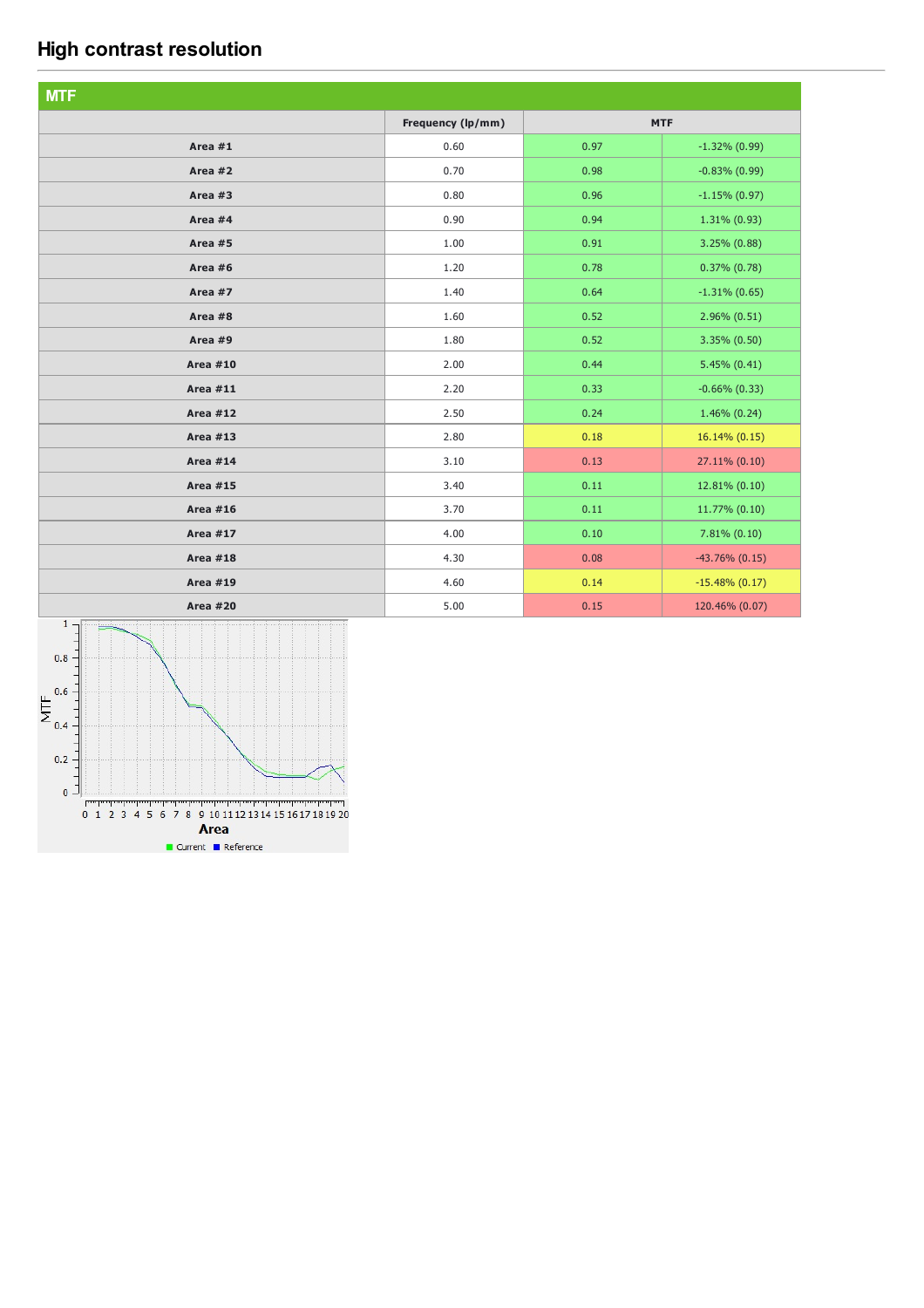# High contrast resolution

## MTF

| | Frequency (lp/mm) | MTF | |
|---|---|---|---|
| Area #1 | 0.60 | 0.97 | -1.32% (0.99) |
| Area #2 | 0.70 | 0.98 | -0.83% (0.99) |
| Area #3 | 0.80 | 0.96 | -1.15% (0.97) |
| Area #4 | 0.90 | 0.94 | 1.31% (0.93) |
| Area #5 | 1.00 | 0.91 | 3.25% (0.88) |
| Area #6 | 1.20 | 0.78 | 0.37% (0.78) |
| Area #7 | 1.40 | 0.64 | -1.31% (0.65) |
| Area #8 | 1.60 | 0.52 | 2.96% (0.51) |
| Area #9 | 1.80 | 0.52 | 3.35% (0.50) |
| Area #10 | 2.00 | 0.44 | 5.45% (0.41) |
| Area #11 | 2.20 | 0.33 | -0.66% (0.33) |
| Area #12 | 2.50 | 0.24 | 1.46% (0.24) |
| Area #13 | 2.80 | 0.18 | 16.14% (0.15) |
| Area #14 | 3.10 | 0.13 | 27.11% (0.10) |
| Area #15 | 3.40 | 0.11 | 12.81% (0.10) |
| Area #16 | 3.70 | 0.11 | 11.77% (0.10) |
| Area #17 | 4.00 | 0.10 | 7.81% (0.10) |
| Area #18 | 4.30 | 0.08 | -43.76% (0.15) |
| Area #19 | 4.60 | 0.14 | -15.48% (0.17) |
| Area #20 | 5.00 | 0.15 | 120.46% (0.07) |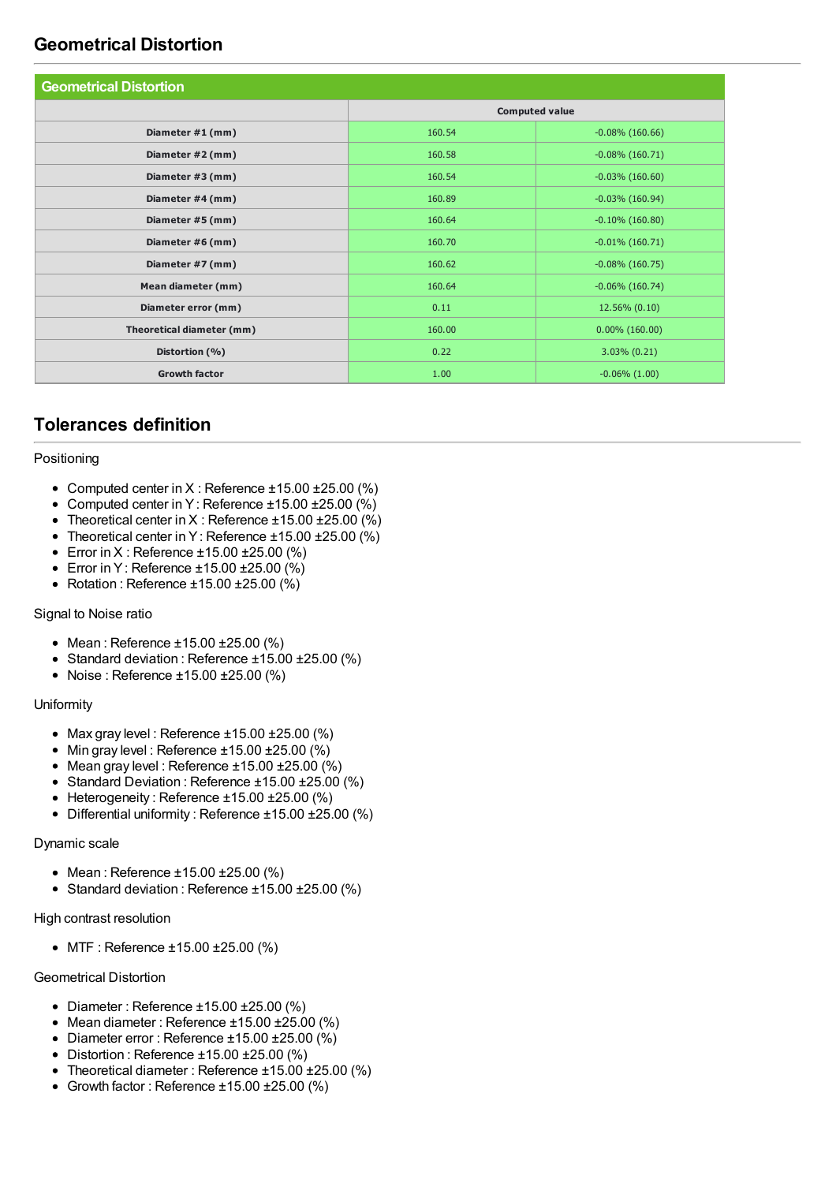## Geometrical Distortion

| Geometrical Distortion | | |
|---|---|---|
| | Computed value | |
| Diameter #1 (mm) | 160.54 | -0.08% (160.66) |
| Diameter #2 (mm) | 160.58 | -0.08% (160.71) |
| Diameter #3 (mm) | 160.54 | -0.03% (160.60) |
| Diameter #4 (mm) | 160.89 | -0.03% (160.94) |
| Diameter #5 (mm) | 160.64 | -0.10% (160.80) |
| Diameter #6 (mm) | 160.70 | -0.01% (160.71) |
| Diameter #7 (mm) | 160.62 | -0.08% (160.75) |
| Mean diameter (mm) | 160.64 | -0.06% (160.74) |
| Diameter error (mm) | 0.11 | 12.56% (0.10) |
| Theoretical diameter (mm) | 160.00 | 0.00% (160.00) |
| Distortion (%) | 0.22 | 3.03% (0.21) |
| Growth factor | 1.00 | -0.06% (1.00) |

## Tolerances definition

Positioning

- Computed center in X : Reference ±15.00 ±25.00 (%)
- Computed center in Y : Reference ±15.00 ±25.00 (%)
- Theoretical center in X : Reference ±15.00 ±25.00 (%)
- Theoretical center in Y : Reference ±15.00 ±25.00 (%)
- Error in X : Reference ±15.00 ±25.00 (%)
- Error in Y : Reference ±15.00 ±25.00 (%)
- Rotation : Reference ±15.00 ±25.00 (%)

Signal to Noise ratio

- Mean : Reference ±15.00 ±25.00 (%)
- Standard deviation : Reference ±15.00 ±25.00 (%)
- Noise : Reference ±15.00 ±25.00 (%)

Uniformity

- Max gray level : Reference ±15.00 ±25.00 (%)
- Min gray level : Reference ±15.00 ±25.00 (%)
- Mean gray level : Reference ±15.00 ±25.00 (%)
- Standard Deviation : Reference ±15.00 ±25.00 (%)
- Heterogeneity : Reference ±15.00 ±25.00 (%)
- Differential uniformity : Reference ±15.00 ±25.00 (%)

Dynamic scale

- Mean : Reference ±15.00 ±25.00 (%)
- Standard deviation : Reference ±15.00 ±25.00 (%)

High contrast resolution

- MTF : Reference ±15.00 ±25.00 (%)

Geometrical Distortion

- Diameter : Reference ±15.00 ±25.00 (%)
- Mean diameter : Reference ±15.00 ±25.00 (%)
- Diameter error : Reference ±15.00 ±25.00 (%)
- Distortion : Reference ±15.00 ±25.00 (%)
- Theoretical diameter : Reference ±15.00 ±25.00 (%)
- Growth factor : Reference ±15.00 ±25.00 (%)